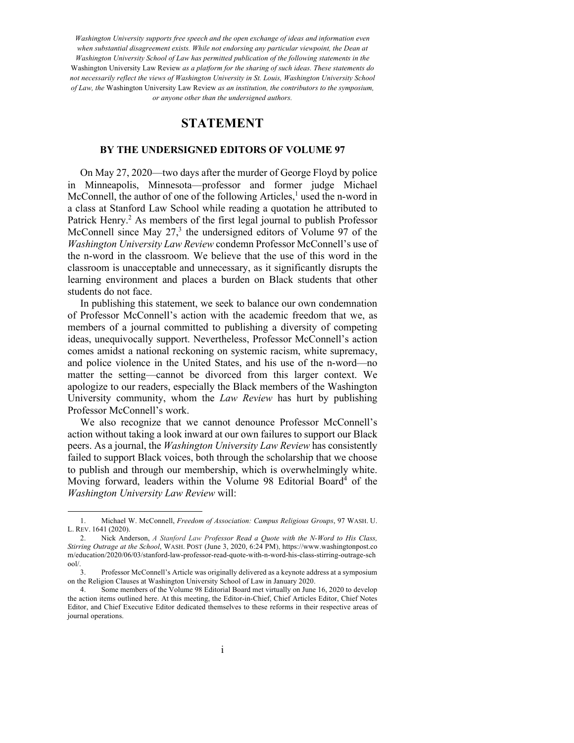*Washington University supports free speech and the open exchange of ideas and information even when substantial disagreement exists. While not endorsing any particular viewpoint, the Dean at Washington University School of Law has permitted publication of the following statements in the* Washington University Law Review *as a platform for the sharing of such ideas. These statements do not necessarily reflect the views of Washington University in St. Louis, Washington University School of Law, the* Washington University Law Review *as an institution, the contributors to the symposium, or anyone other than the undersigned authors.*

# STATEMENT

### BY THE UNDERSIGNED EDITORS OF VOLUME 97

On May 27, 2020—two days after the murder of George Floyd by police in Minneapolis, Minnesota—professor and former judge Michael McConnell, the author of one of the following Articles,[1] used the n-word in a class at Stanford Law School while reading a quotation he attributed to Patrick Henry.[2] As members of the first legal journal to publish Professor McConnell since May 27,[3] the undersigned editors of Volume 97 of the *Washington University Law Review* condemn Professor McConnell's use of the n-word in the classroom. We believe that the use of this word in the classroom is unacceptable and unnecessary, as it significantly disrupts the learning environment and places a burden on Black students that other students do not face.

In publishing this statement, we seek to balance our own condemnation of Professor McConnell's action with the academic freedom that we, as members of a journal committed to publishing a diversity of competing ideas, unequivocally support. Nevertheless, Professor McConnell's action comes amidst a national reckoning on systemic racism, white supremacy, and police violence in the United States, and his use of the n-word—no matter the setting—cannot be divorced from this larger context. We apologize to our readers, especially the Black members of the Washington University community, whom the *Law Review* has hurt by publishing Professor McConnell's work.

We also recognize that we cannot denounce Professor McConnell's action without taking a look inward at our own failures to support our Black peers. As a journal, the *Washington University Law Review* has consistently failed to support Black voices, both through the scholarship that we choose to publish and through our membership, which is overwhelmingly white. Moving forward, leaders within the Volume 98 Editorial Board[4] of the *Washington University Law Review* will:

---

1. Michael W. McConnell, *Freedom of Association: Campus Religious Groups*, 97 WASH. U. L. REV. 1641 (2020).

2. Nick Anderson, *A Stanford Law Professor Read a Quote with the N-Word to His Class, Stirring Outrage at the School*, WASH. POST (June 3, 2020, 6:24 PM), https://www.washingtonpost.com/education/2020/06/03/stanford-law-professor-read-quote-with-n-word-his-class-stirring-outrage-school/.

3. Professor McConnell's Article was originally delivered as a keynote address at a symposium on the Religion Clauses at Washington University School of Law in January 2020.

4. Some members of the Volume 98 Editorial Board met virtually on June 16, 2020 to develop the action items outlined here. At this meeting, the Editor-in-Chief, Chief Articles Editor, Chief Notes Editor, and Chief Executive Editor dedicated themselves to these reforms in their respective areas of journal operations.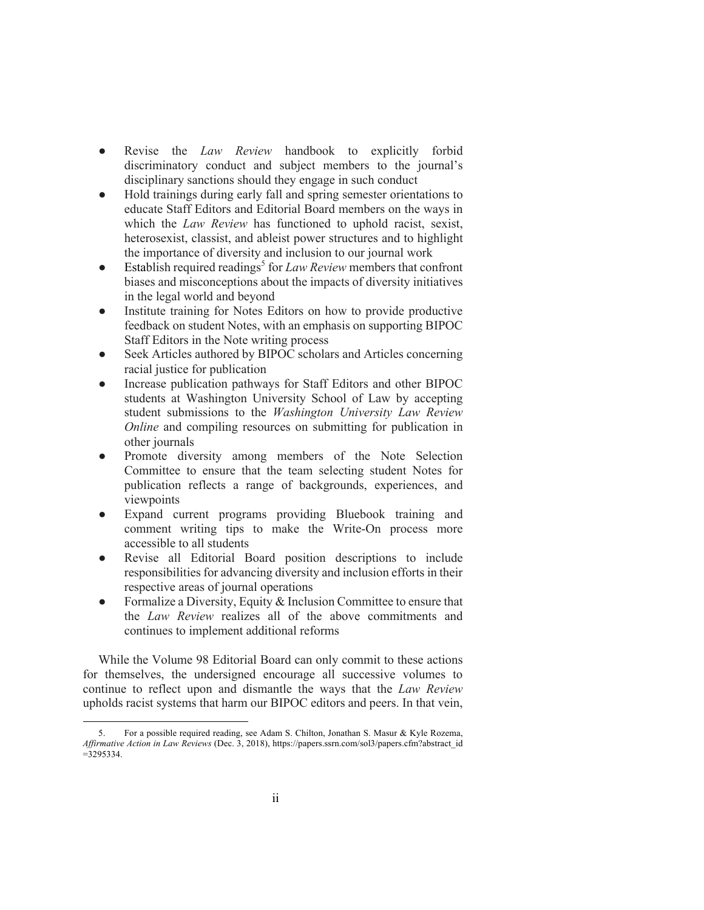- Revise the *Law Review* handbook to explicitly forbid discriminatory conduct and subject members to the journal's disciplinary sanctions should they engage in such conduct
- Hold trainings during early fall and spring semester orientations to educate Staff Editors and Editorial Board members on the ways in which the *Law Review* has functioned to uphold racist, sexist, heterosexist, classist, and ableist power structures and to highlight the importance of diversity and inclusion to our journal work
- Establish required readings[5] for *Law Review* members that confront biases and misconceptions about the impacts of diversity initiatives in the legal world and beyond
- Institute training for Notes Editors on how to provide productive feedback on student Notes, with an emphasis on supporting BIPOC Staff Editors in the Note writing process
- Seek Articles authored by BIPOC scholars and Articles concerning racial justice for publication
- Increase publication pathways for Staff Editors and other BIPOC students at Washington University School of Law by accepting student submissions to the *Washington University Law Review Online* and compiling resources on submitting for publication in other journals
- Promote diversity among members of the Note Selection Committee to ensure that the team selecting student Notes for publication reflects a range of backgrounds, experiences, and viewpoints
- Expand current programs providing Bluebook training and comment writing tips to make the Write-On process more accessible to all students
- Revise all Editorial Board position descriptions to include responsibilities for advancing diversity and inclusion efforts in their respective areas of journal operations
- Formalize a Diversity, Equity & Inclusion Committee to ensure that the *Law Review* realizes all of the above commitments and continues to implement additional reforms

While the Volume 98 Editorial Board can only commit to these actions for themselves, the undersigned encourage all successive volumes to continue to reflect upon and dismantle the ways that the *Law Review* upholds racist systems that harm our BIPOC editors and peers. In that vein,

5. For a possible required reading, see Adam S. Chilton, Jonathan S. Masur & Kyle Rozema, *Affirmative Action in Law Reviews* (Dec. 3, 2018), https://papers.ssrn.com/sol3/papers.cfm?abstract_id=3295334.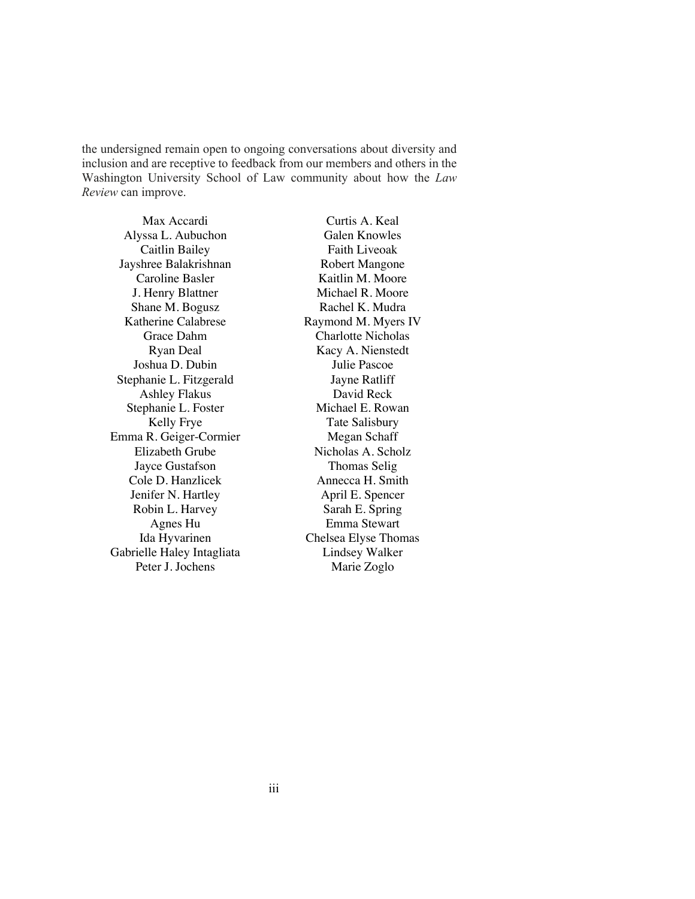the undersigned remain open to ongoing conversations about diversity and inclusion and are receptive to feedback from our members and others in the Washington University School of Law community about how the *Law Review* can improve.

Max Accardi
Alyssa L. Aubuchon
Caitlin Bailey
Jayshree Balakrishnan
Caroline Basler
J. Henry Blattner
Shane M. Bogusz
Katherine Calabrese
Grace Dahm
Ryan Deal
Joshua D. Dubin
Stephanie L. Fitzgerald
Ashley Flakus
Stephanie L. Foster
Kelly Frye
Emma R. Geiger-Cormier
Elizabeth Grube
Jayce Gustafson
Cole D. Hanzlicek
Jenifer N. Hartley
Robin L. Harvey
Agnes Hu
Ida Hyvarinen
Gabrielle Haley Intagliata
Peter J. Jochens
Curtis A. Keal
Galen Knowles
Faith Liveoak
Robert Mangone
Kaitlin M. Moore
Michael R. Moore
Rachel K. Mudra
Raymond M. Myers IV
Charlotte Nicholas
Kacy A. Nienstedt
Julie Pascoe
Jayne Ratliff
David Reck
Michael E. Rowan
Tate Salisbury
Megan Schaff
Nicholas A. Scholz
Thomas Selig
Annecca H. Smith
April E. Spencer
Sarah E. Spring
Emma Stewart
Chelsea Elyse Thomas
Lindsey Walker
Marie Zoglo